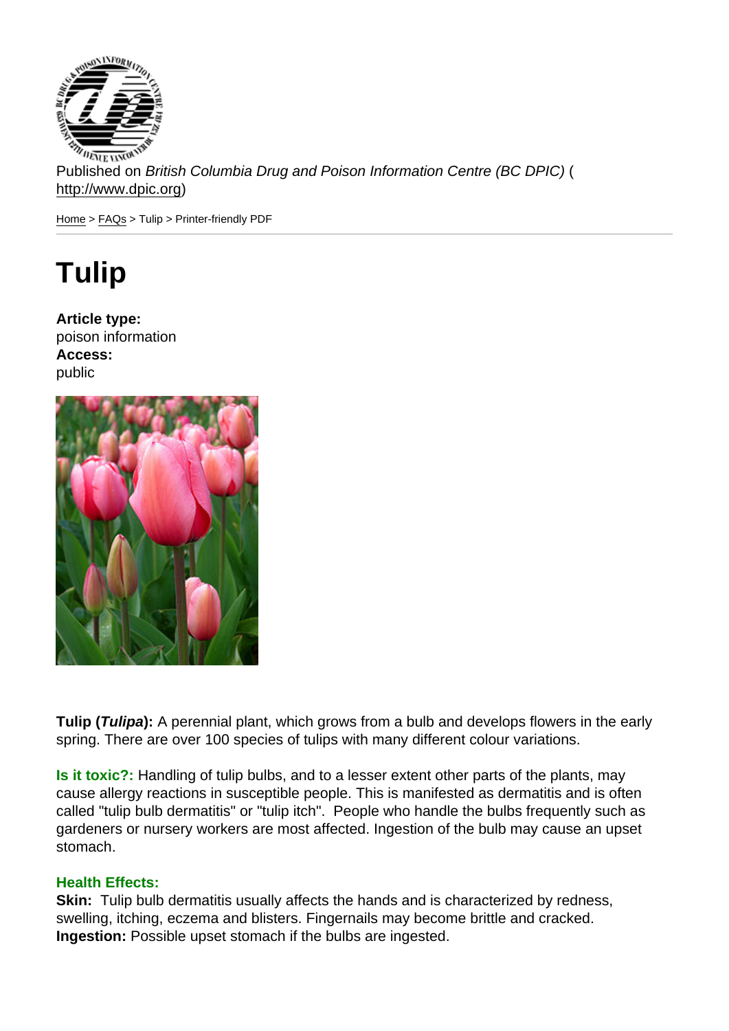Published on *British Columbia Drug and Poison Information Centre (BC DPIC)* (http://www.dpic.org)

Home > FAQs > Tulip > Printer-friendly PDF

# Tulip

**Article type:**
poison information
**Access:**
public

**Tulip (*Tulipa*):** A perennial plant, which grows from a bulb and develops flowers in the early spring. There are over 100 species of tulips with many different colour variations.

**Is it toxic?:** Handling of tulip bulbs, and to a lesser extent other parts of the plants, may cause allergy reactions in susceptible people. This is manifested as dermatitis and is often called "tulip bulb dermatitis" or "tulip itch". People who handle the bulbs frequently such as gardeners or nursery workers are most affected. Ingestion of the bulb may cause an upset stomach.

**Health Effects:**
**Skin:** Tulip bulb dermatitis usually affects the hands and is characterized by redness, swelling, itching, eczema and blisters. Fingernails may become brittle and cracked.
**Ingestion:** Possible upset stomach if the bulbs are ingested.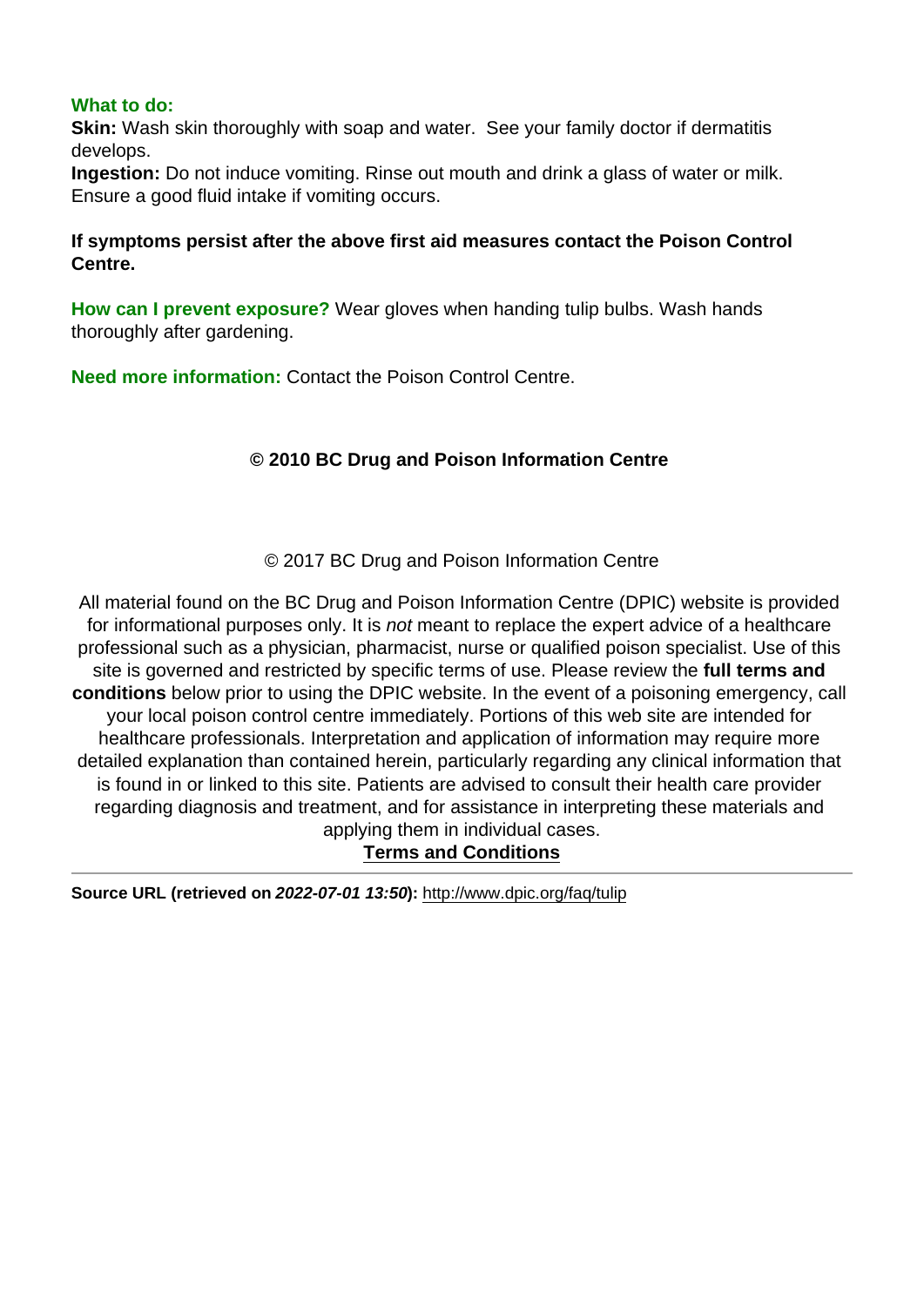**What to do:**
**Skin:** Wash skin thoroughly with soap and water.  See your family doctor if dermatitis develops.
**Ingestion:** Do not induce vomiting. Rinse out mouth and drink a glass of water or milk. Ensure a good fluid intake if vomiting occurs.

**If symptoms persist after the above first aid measures contact the Poison Control Centre.**

**How can I prevent exposure?** Wear gloves when handing tulip bulbs. Wash hands thoroughly after gardening.

**Need more information:** Contact the Poison Control Centre.

**© 2010 BC Drug and Poison Information Centre**

© 2017 BC Drug and Poison Information Centre

All material found on the BC Drug and Poison Information Centre (DPIC) website is provided for informational purposes only. It is *not* meant to replace the expert advice of a healthcare professional such as a physician, pharmacist, nurse or qualified poison specialist. Use of this site is governed and restricted by specific terms of use. Please review the **full terms and conditions** below prior to using the DPIC website. In the event of a poisoning emergency, call your local poison control centre immediately. Portions of this web site are intended for healthcare professionals. Interpretation and application of information may require more detailed explanation than contained herein, particularly regarding any clinical information that is found in or linked to this site. Patients are advised to consult their health care provider regarding diagnosis and treatment, and for assistance in interpreting these materials and applying them in individual cases.
**Terms and Conditions**

---

**Source URL (retrieved on *2022-07-01 13:50*):** http://www.dpic.org/faq/tulip